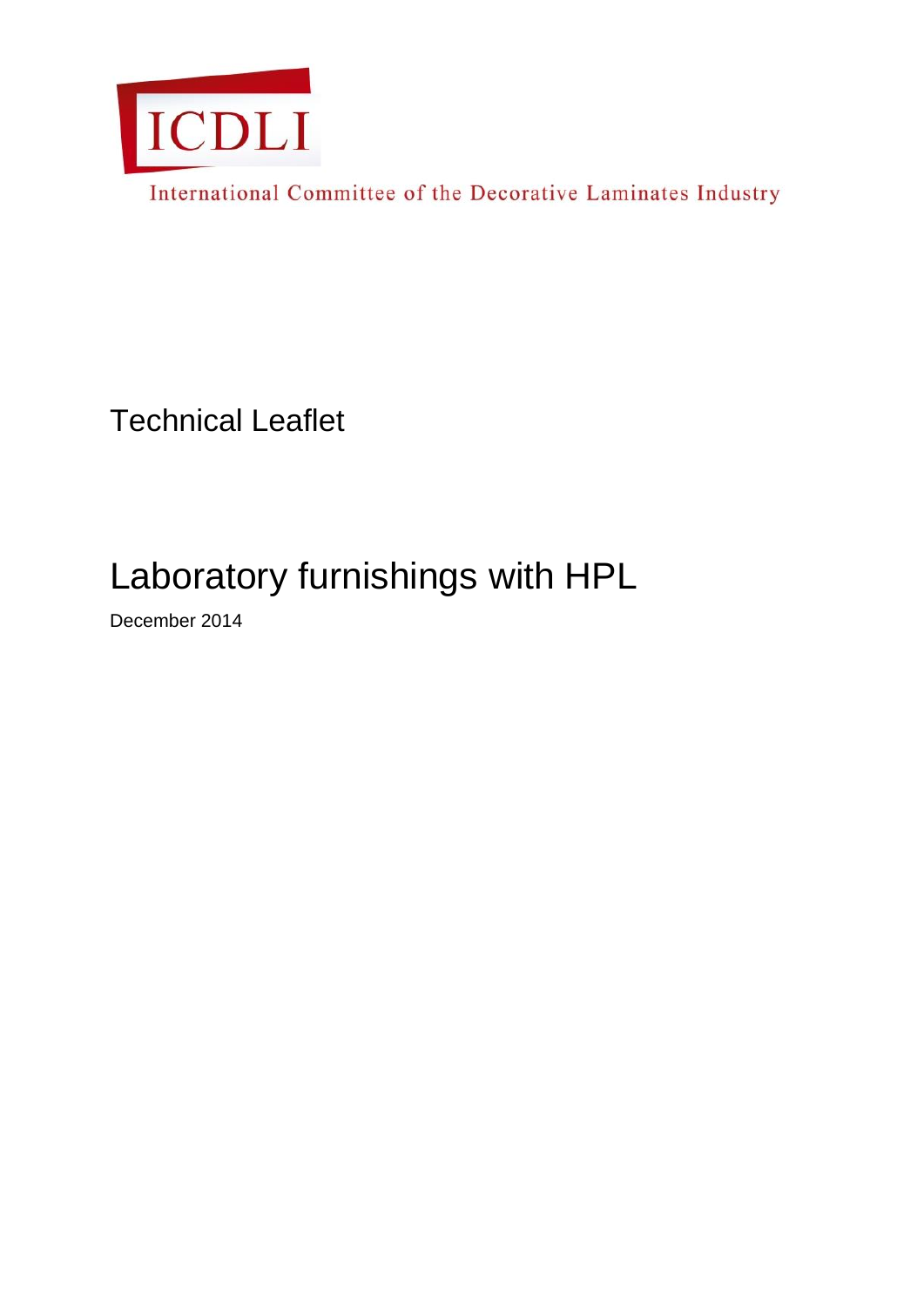ICDLI

International Committee of the Decorative Laminates Industry

Technical Leaflet

# Laboratory furnishings with HPL

December 2014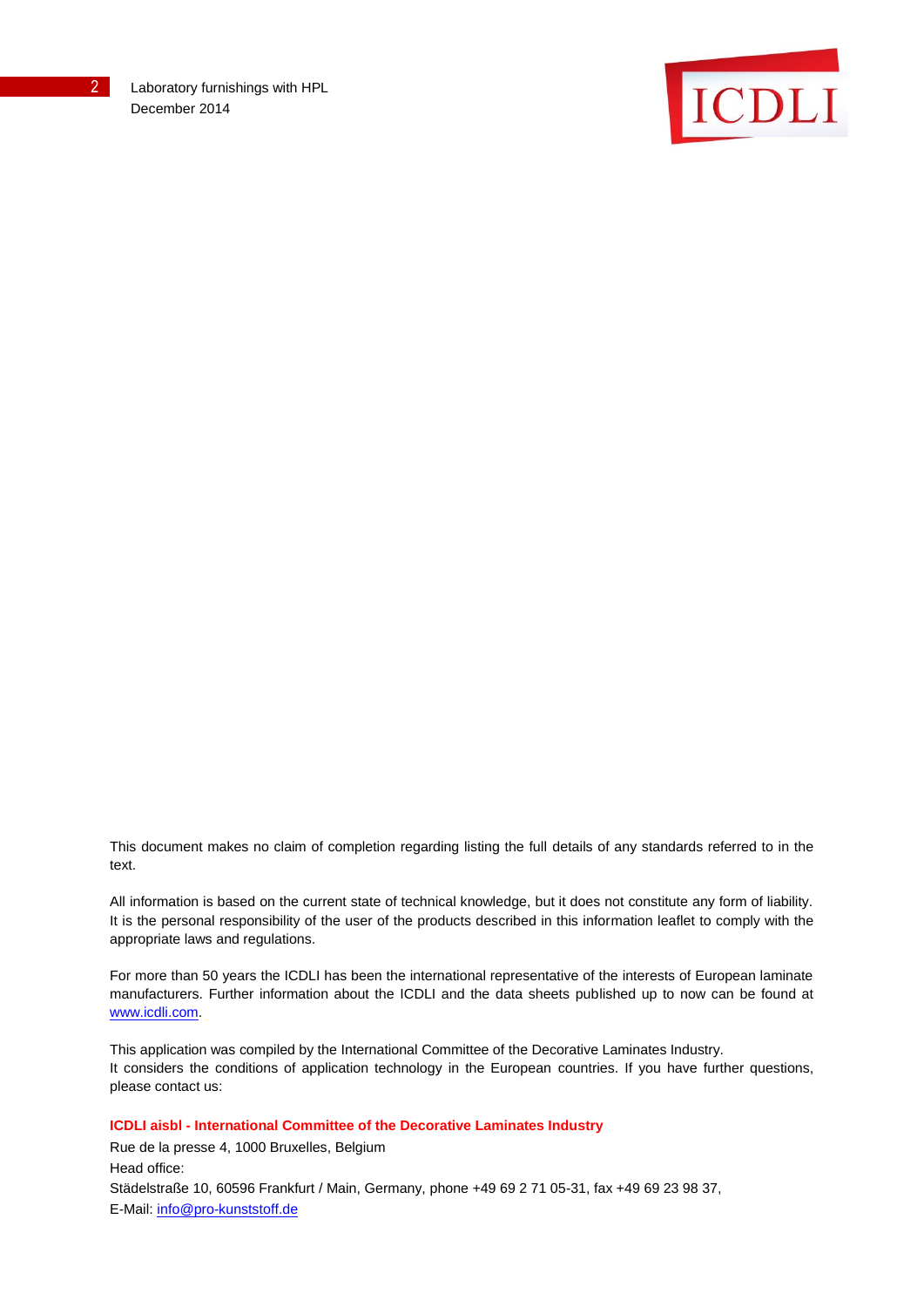This document makes no claim of completion regarding listing the full details of any standards referred to in the text.

All information is based on the current state of technical knowledge, but it does not constitute any form of liability. It is the personal responsibility of the user of the products described in this information leaflet to comply with the appropriate laws and regulations.

For more than 50 years the ICDLI has been the international representative of the interests of European laminate manufacturers. Further information about the ICDLI and the data sheets published up to now can be found at www.icdli.com.

This application was compiled by the International Committee of the Decorative Laminates Industry.
It considers the conditions of application technology in the European countries. If you have further questions, please contact us:

**ICDLI aisbl - International Committee of the Decorative Laminates Industry**
Rue de la presse 4, 1000 Bruxelles, Belgium
Head office:
Städelstraße 10, 60596 Frankfurt / Main, Germany, phone +49 69 2 71 05-31, fax +49 69 23 98 37,
E-Mail: info@pro-kunststoff.de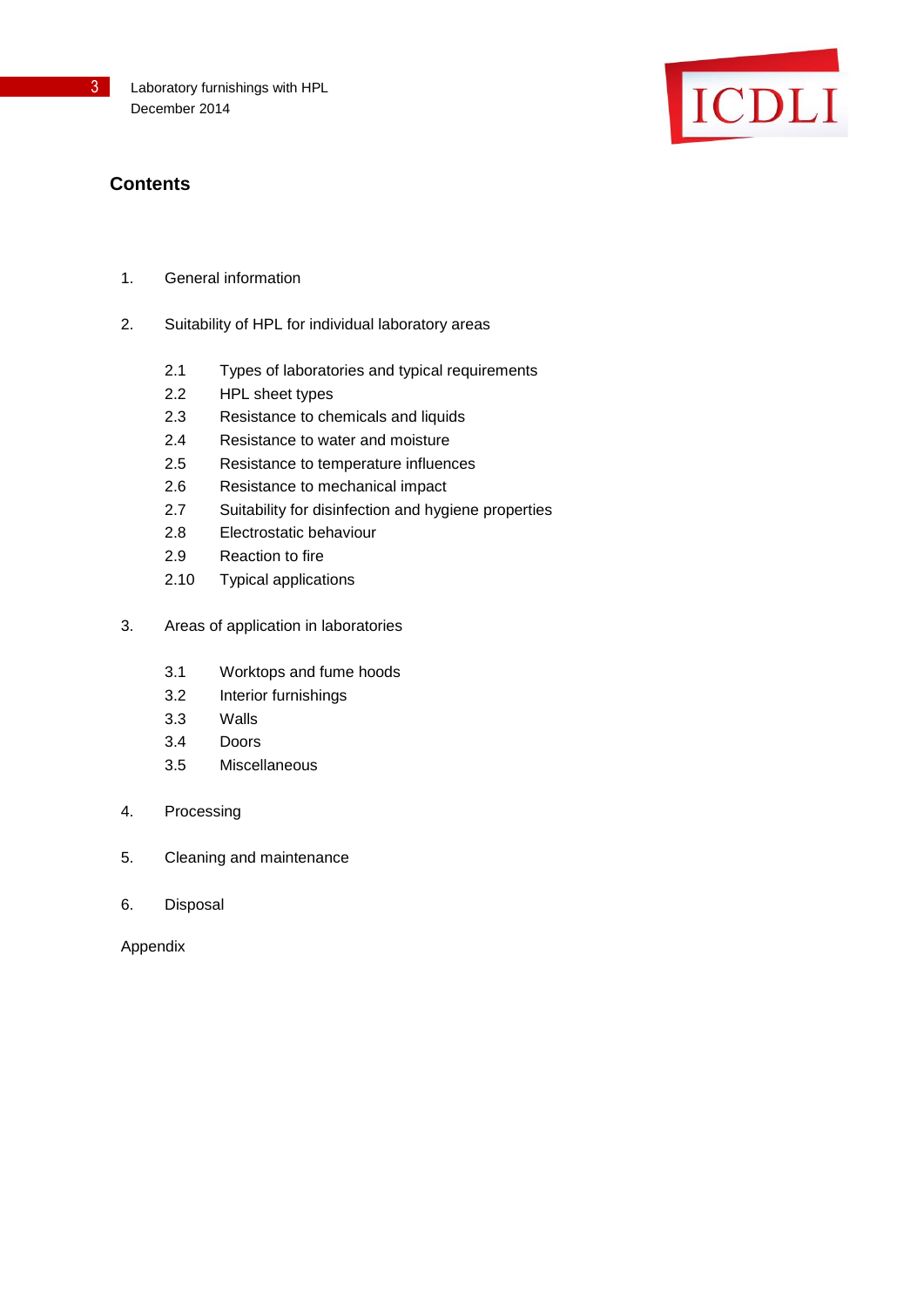## Contents

1. General information

2. Suitability of HPL for individual laboratory areas

   2.1 Types of laboratories and typical requirements
   2.2 HPL sheet types
   2.3 Resistance to chemicals and liquids
   2.4 Resistance to water and moisture
   2.5 Resistance to temperature influences
   2.6 Resistance to mechanical impact
   2.7 Suitability for disinfection and hygiene properties
   2.8 Electrostatic behaviour
   2.9 Reaction to fire
   2.10 Typical applications

3. Areas of application in laboratories

   3.1 Worktops and fume hoods
   3.2 Interior furnishings
   3.3 Walls
   3.4 Doors
   3.5 Miscellaneous

4. Processing

5. Cleaning and maintenance

6. Disposal

Appendix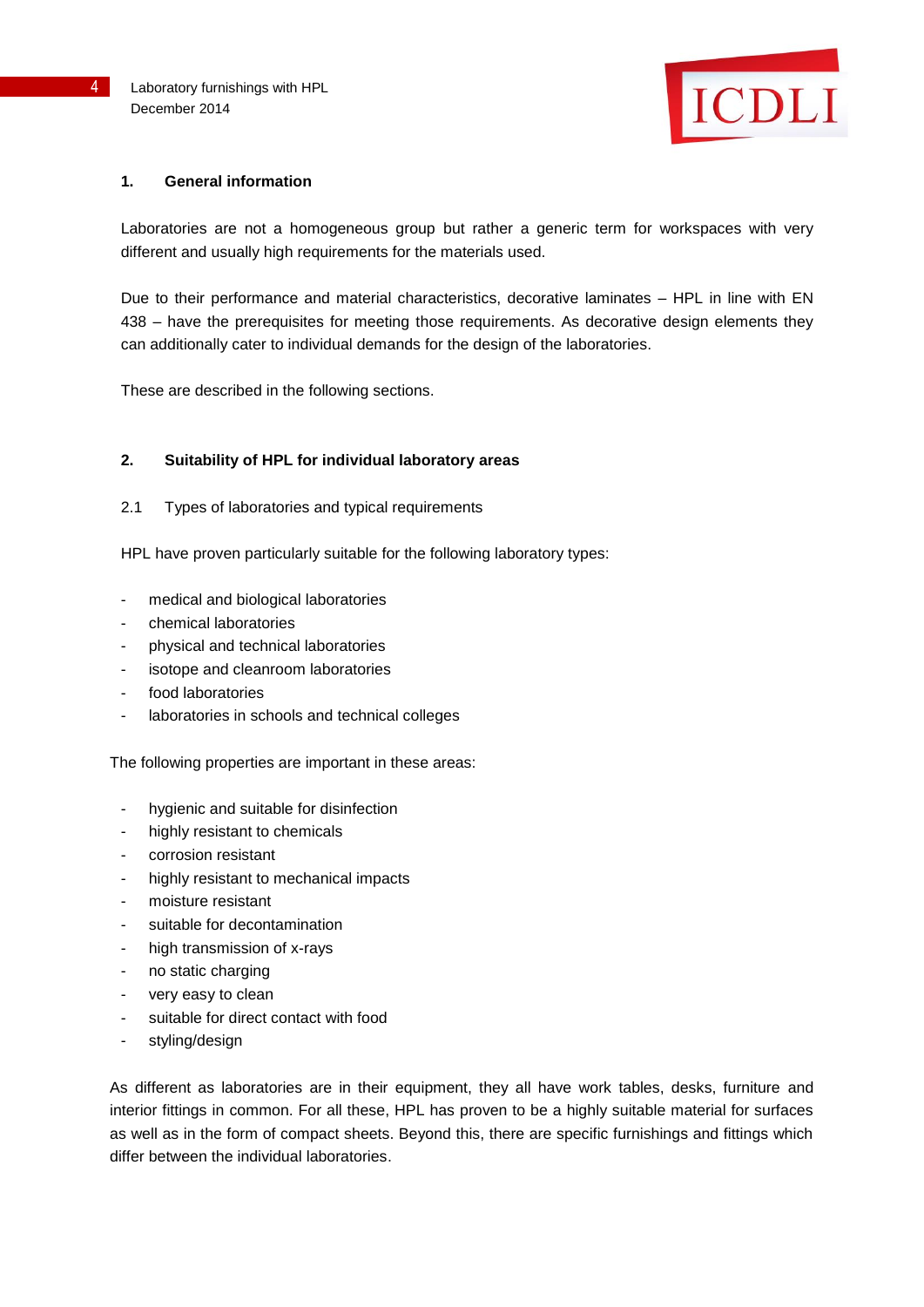## 1. General information

Laboratories are not a homogeneous group but rather a generic term for workspaces with very different and usually high requirements for the materials used.

Due to their performance and material characteristics, decorative laminates – HPL in line with EN 438 – have the prerequisites for meeting those requirements. As decorative design elements they can additionally cater to individual demands for the design of the laboratories.

These are described in the following sections.

## 2. Suitability of HPL for individual laboratory areas

### 2.1 Types of laboratories and typical requirements

HPL have proven particularly suitable for the following laboratory types:

- medical and biological laboratories
- chemical laboratories
- physical and technical laboratories
- isotope and cleanroom laboratories
- food laboratories
- laboratories in schools and technical colleges

The following properties are important in these areas:

- hygienic and suitable for disinfection
- highly resistant to chemicals
- corrosion resistant
- highly resistant to mechanical impacts
- moisture resistant
- suitable for decontamination
- high transmission of x-rays
- no static charging
- very easy to clean
- suitable for direct contact with food
- styling/design

As different as laboratories are in their equipment, they all have work tables, desks, furniture and interior fittings in common. For all these, HPL has proven to be a highly suitable material for surfaces as well as in the form of compact sheets. Beyond this, there are specific furnishings and fittings which differ between the individual laboratories.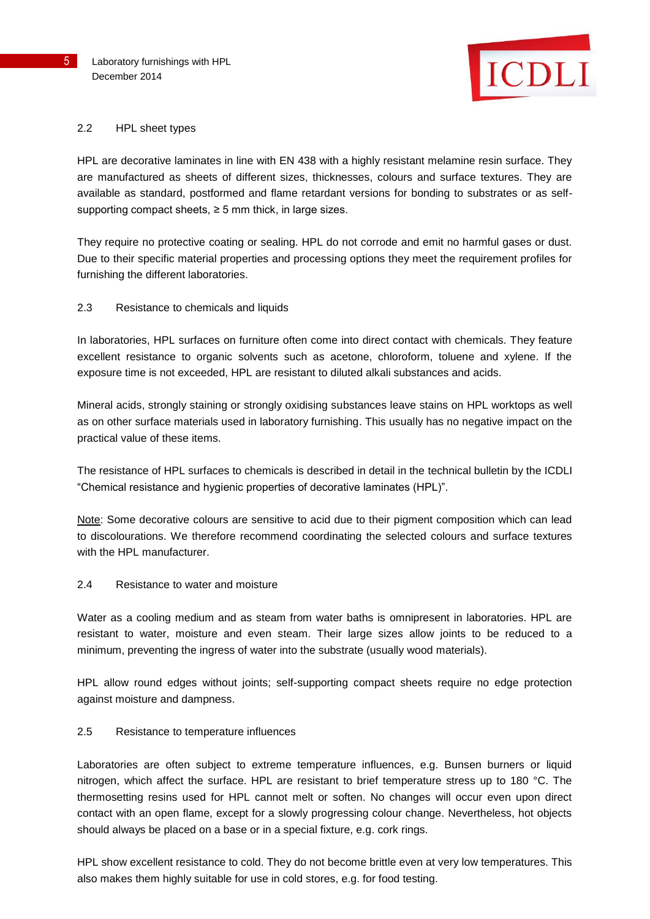## 2.2 HPL sheet types

HPL are decorative laminates in line with EN 438 with a highly resistant melamine resin surface. They are manufactured as sheets of different sizes, thicknesses, colours and surface textures. They are available as standard, postformed and flame retardant versions for bonding to substrates or as self-supporting compact sheets, ≥ 5 mm thick, in large sizes.

They require no protective coating or sealing. HPL do not corrode and emit no harmful gases or dust. Due to their specific material properties and processing options they meet the requirement profiles for furnishing the different laboratories.

## 2.3 Resistance to chemicals and liquids

In laboratories, HPL surfaces on furniture often come into direct contact with chemicals. They feature excellent resistance to organic solvents such as acetone, chloroform, toluene and xylene. If the exposure time is not exceeded, HPL are resistant to diluted alkali substances and acids.

Mineral acids, strongly staining or strongly oxidising substances leave stains on HPL worktops as well as on other surface materials used in laboratory furnishing. This usually has no negative impact on the practical value of these items.

The resistance of HPL surfaces to chemicals is described in detail in the technical bulletin by the ICDLI “Chemical resistance and hygienic properties of decorative laminates (HPL)”.

Note: Some decorative colours are sensitive to acid due to their pigment composition which can lead to discolourations. We therefore recommend coordinating the selected colours and surface textures with the HPL manufacturer.

## 2.4 Resistance to water and moisture

Water as a cooling medium and as steam from water baths is omnipresent in laboratories. HPL are resistant to water, moisture and even steam. Their large sizes allow joints to be reduced to a minimum, preventing the ingress of water into the substrate (usually wood materials).

HPL allow round edges without joints; self-supporting compact sheets require no edge protection against moisture and dampness.

## 2.5 Resistance to temperature influences

Laboratories are often subject to extreme temperature influences, e.g. Bunsen burners or liquid nitrogen, which affect the surface. HPL are resistant to brief temperature stress up to 180 °C. The thermosetting resins used for HPL cannot melt or soften. No changes will occur even upon direct contact with an open flame, except for a slowly progressing colour change. Nevertheless, hot objects should always be placed on a base or in a special fixture, e.g. cork rings.

HPL show excellent resistance to cold. They do not become brittle even at very low temperatures. This also makes them highly suitable for use in cold stores, e.g. for food testing.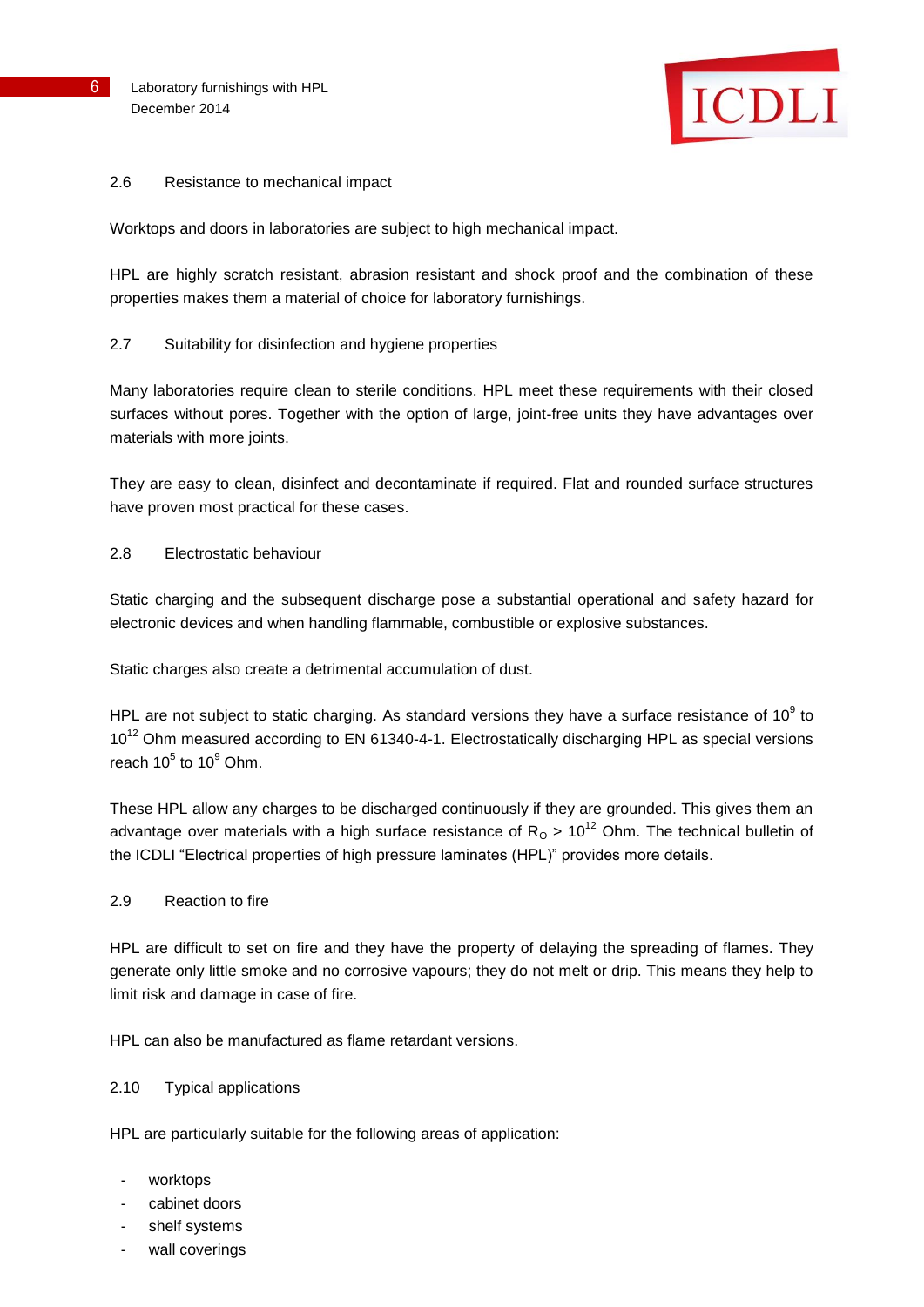## 2.6 Resistance to mechanical impact

Worktops and doors in laboratories are subject to high mechanical impact.

HPL are highly scratch resistant, abrasion resistant and shock proof and the combination of these properties makes them a material of choice for laboratory furnishings.

## 2.7 Suitability for disinfection and hygiene properties

Many laboratories require clean to sterile conditions. HPL meet these requirements with their closed surfaces without pores. Together with the option of large, joint-free units they have advantages over materials with more joints.

They are easy to clean, disinfect and decontaminate if required. Flat and rounded surface structures have proven most practical for these cases.

## 2.8 Electrostatic behaviour

Static charging and the subsequent discharge pose a substantial operational and safety hazard for electronic devices and when handling flammable, combustible or explosive substances.

Static charges also create a detrimental accumulation of dust.

HPL are not subject to static charging. As standard versions they have a surface resistance of $10^9$ to $10^{12}$ Ohm measured according to EN 61340-4-1. Electrostatically discharging HPL as special versions reach $10^5$ to $10^9$ Ohm.

These HPL allow any charges to be discharged continuously if they are grounded. This gives them an advantage over materials with a high surface resistance of $R_O > 10^{12}$ Ohm. The technical bulletin of the ICDLI "Electrical properties of high pressure laminates (HPL)" provides more details.

## 2.9 Reaction to fire

HPL are difficult to set on fire and they have the property of delaying the spreading of flames. They generate only little smoke and no corrosive vapours; they do not melt or drip. This means they help to limit risk and damage in case of fire.

HPL can also be manufactured as flame retardant versions.

## 2.10 Typical applications

HPL are particularly suitable for the following areas of application:

- worktops
- cabinet doors
- shelf systems
- wall coverings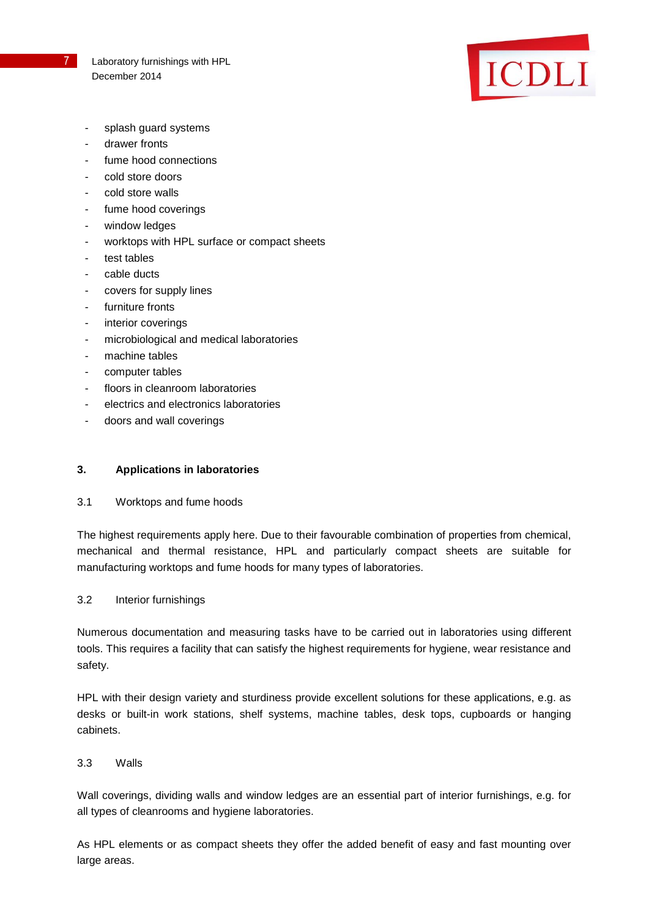- splash guard systems
- drawer fronts
- fume hood connections
- cold store doors
- cold store walls
- fume hood coverings
- window ledges
- worktops with HPL surface or compact sheets
- test tables
- cable ducts
- covers for supply lines
- furniture fronts
- interior coverings
- microbiological and medical laboratories
- machine tables
- computer tables
- floors in cleanroom laboratories
- electrics and electronics laboratories
- doors and wall coverings

## 3. Applications in laboratories

### 3.1 Worktops and fume hoods

The highest requirements apply here. Due to their favourable combination of properties from chemical, mechanical and thermal resistance, HPL and particularly compact sheets are suitable for manufacturing worktops and fume hoods for many types of laboratories.

### 3.2 Interior furnishings

Numerous documentation and measuring tasks have to be carried out in laboratories using different tools. This requires a facility that can satisfy the highest requirements for hygiene, wear resistance and safety.

HPL with their design variety and sturdiness provide excellent solutions for these applications, e.g. as desks or built-in work stations, shelf systems, machine tables, desk tops, cupboards or hanging cabinets.

### 3.3 Walls

Wall coverings, dividing walls and window ledges are an essential part of interior furnishings, e.g. for all types of cleanrooms and hygiene laboratories.

As HPL elements or as compact sheets they offer the added benefit of easy and fast mounting over large areas.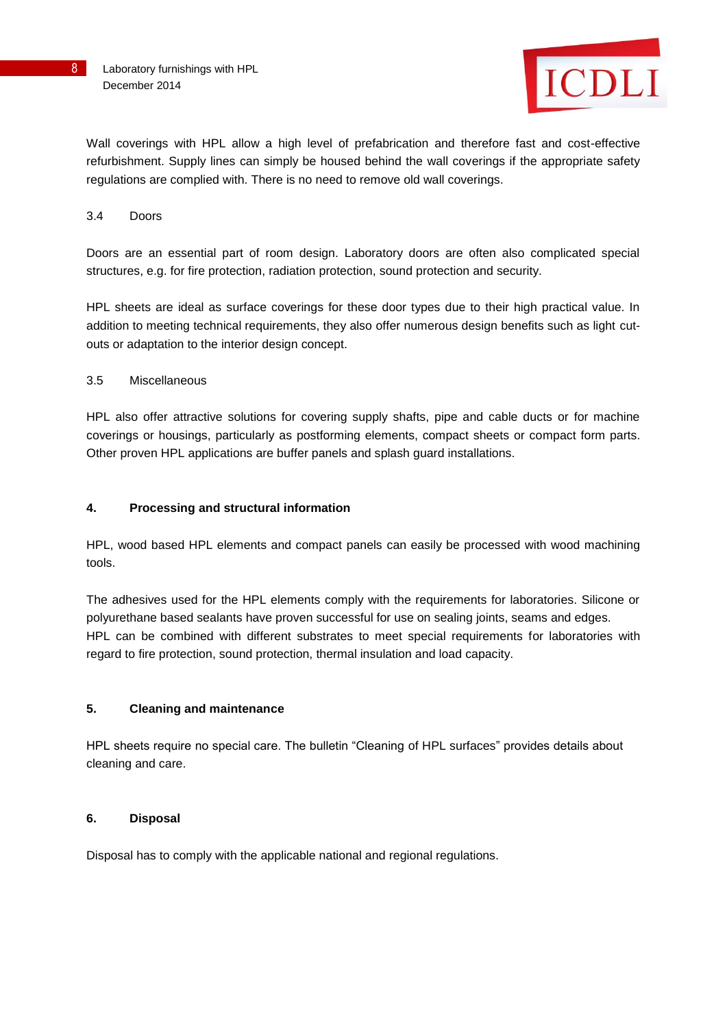Wall coverings with HPL allow a high level of prefabrication and therefore fast and cost-effective refurbishment. Supply lines can simply be housed behind the wall coverings if the appropriate safety regulations are complied with. There is no need to remove old wall coverings.

### 3.4 Doors

Doors are an essential part of room design. Laboratory doors are often also complicated special structures, e.g. for fire protection, radiation protection, sound protection and security.

HPL sheets are ideal as surface coverings for these door types due to their high practical value. In addition to meeting technical requirements, they also offer numerous design benefits such as light cut-outs or adaptation to the interior design concept.

### 3.5 Miscellaneous

HPL also offer attractive solutions for covering supply shafts, pipe and cable ducts or for machine coverings or housings, particularly as postforming elements, compact sheets or compact form parts. Other proven HPL applications are buffer panels and splash guard installations.

## 4. Processing and structural information

HPL, wood based HPL elements and compact panels can easily be processed with wood machining tools.

The adhesives used for the HPL elements comply with the requirements for laboratories. Silicone or polyurethane based sealants have proven successful for use on sealing joints, seams and edges.
HPL can be combined with different substrates to meet special requirements for laboratories with regard to fire protection, sound protection, thermal insulation and load capacity.

## 5. Cleaning and maintenance

HPL sheets require no special care. The bulletin “Cleaning of HPL surfaces” provides details about cleaning and care.

## 6. Disposal

Disposal has to comply with the applicable national and regional regulations.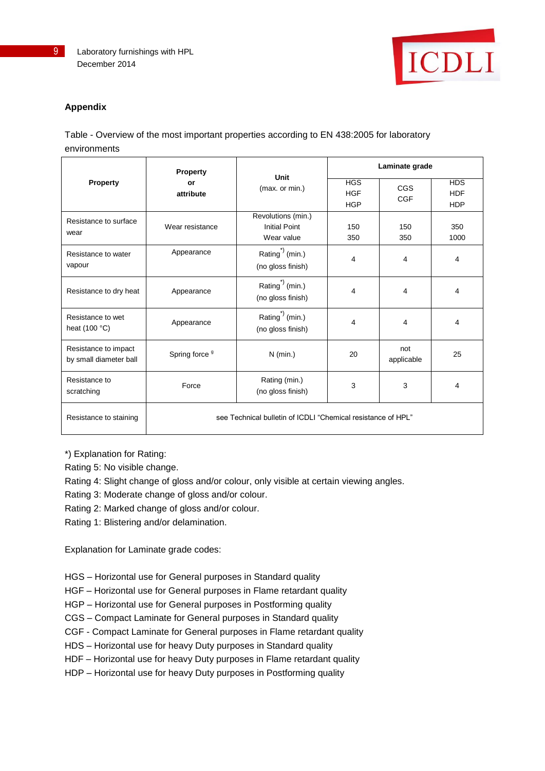## Appendix

Table - Overview of the most important properties according to EN 438:2005 for laboratory environments

| Property | Property or attribute | Unit (max. or min.) | Laminate grade | | |
|---|---|---|---|---|---|
| | | | HGS HGF HGP | CGS CGF | HDS HDF HDP |
| Resistance to surface wear | Wear resistance | Revolutions (min.) Initial Point Wear value | 150 350 | 150 350 | 350 1000 |
| Resistance to water vapour | Appearance | Rating *) (min.) (no gloss finish) | 4 | 4 | 4 |
| Resistance to dry heat | Appearance | Rating *) (min.) (no gloss finish) | 4 | 4 | 4 |
| Resistance to wet heat (100 °C) | Appearance | Rating *) (min.) (no gloss finish) | 4 | 4 | 4 |
| Resistance to impact by small diameter ball | Spring force [9] | N (min.) | 20 | not applicable | 25 |
| Resistance to scratching | Force | Rating (min.) (no gloss finish) | 3 | 3 | 4 |
| Resistance to staining | see Technical bulletin of ICDLI "Chemical resistance of HPL" | | | | |

*) Explanation for Rating:

Rating 5: No visible change.

Rating 4: Slight change of gloss and/or colour, only visible at certain viewing angles.

Rating 3: Moderate change of gloss and/or colour.

Rating 2: Marked change of gloss and/or colour.

Rating 1: Blistering and/or delamination.

Explanation for Laminate grade codes:

HGS – Horizontal use for General purposes in Standard quality

HGF – Horizontal use for General purposes in Flame retardant quality

HGP – Horizontal use for General purposes in Postforming quality

CGS – Compact Laminate for General purposes in Standard quality

CGF - Compact Laminate for General purposes in Flame retardant quality

HDS – Horizontal use for heavy Duty purposes in Standard quality

HDF – Horizontal use for heavy Duty purposes in Flame retardant quality

HDP – Horizontal use for heavy Duty purposes in Postforming quality